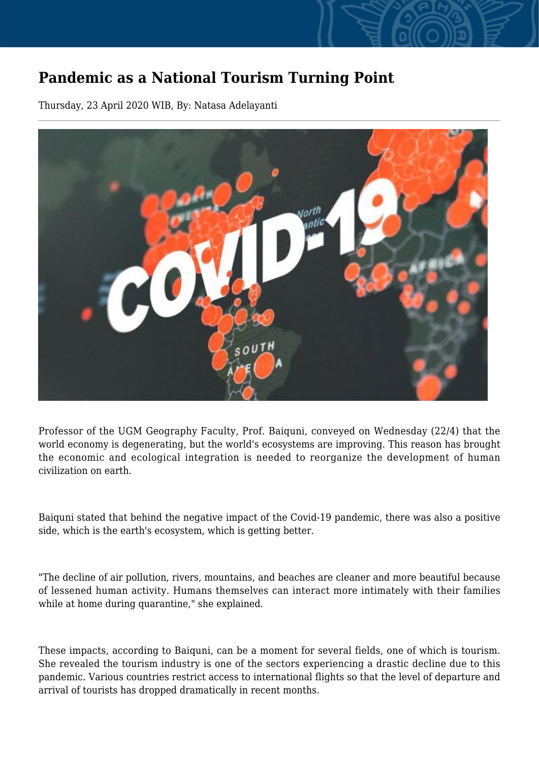# Pandemic as a National Tourism Turning Point

Thursday, 23 April 2020 WIB, By: Natasa Adelayanti

Professor of the UGM Geography Faculty, Prof. Baiquni, conveyed on Wednesday (22/4) that the world economy is degenerating, but the world's ecosystems are improving. This reason has brought the economic and ecological integration is needed to reorganize the development of human civilization on earth.

Baiquni stated that behind the negative impact of the Covid-19 pandemic, there was also a positive side, which is the earth's ecosystem, which is getting better.

"The decline of air pollution, rivers, mountains, and beaches are cleaner and more beautiful because of lessened human activity. Humans themselves can interact more intimately with their families while at home during quarantine," she explained.

These impacts, according to Baiquni, can be a moment for several fields, one of which is tourism. She revealed the tourism industry is one of the sectors experiencing a drastic decline due to this pandemic. Various countries restrict access to international flights so that the level of departure and arrival of tourists has dropped dramatically in recent months.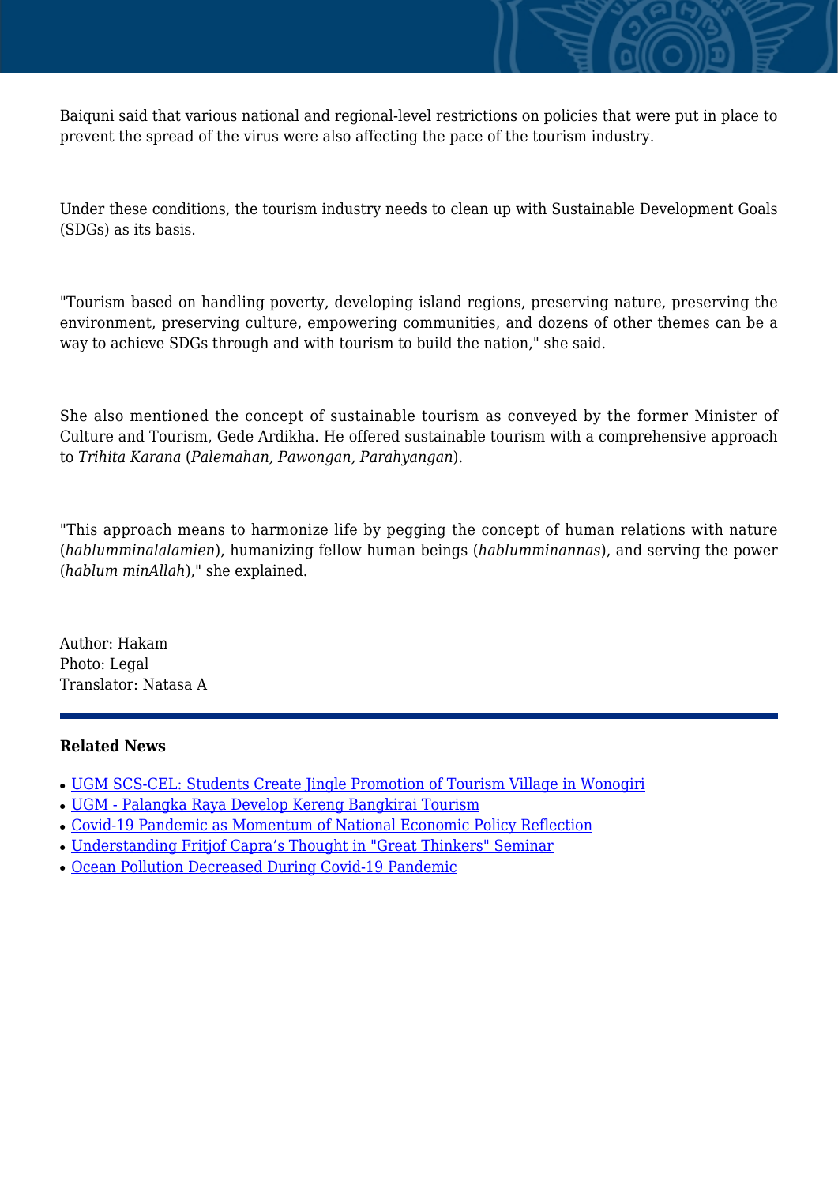Baiquni said that various national and regional-level restrictions on policies that were put in place to prevent the spread of the virus were also affecting the pace of the tourism industry.

Under these conditions, the tourism industry needs to clean up with Sustainable Development Goals (SDGs) as its basis.

"Tourism based on handling poverty, developing island regions, preserving nature, preserving the environment, preserving culture, empowering communities, and dozens of other themes can be a way to achieve SDGs through and with tourism to build the nation," she said.

She also mentioned the concept of sustainable tourism as conveyed by the former Minister of Culture and Tourism, Gede Ardikha. He offered sustainable tourism with a comprehensive approach to *Trihita Karana* (*Palemahan, Pawongan, Parahyangan*).

"This approach means to harmonize life by pegging the concept of human relations with nature (*hablumminalalamien*), humanizing fellow human beings (*hablumminannas*), and serving the power (*hablum minAllah*)," she explained.

Author: Hakam
Photo: Legal
Translator: Natasa A

**Related News**

- UGM SCS-CEL: Students Create Jingle Promotion of Tourism Village in Wonogiri
- UGM - Palangka Raya Develop Kereng Bangkirai Tourism
- Covid-19 Pandemic as Momentum of National Economic Policy Reflection
- Understanding Fritjof Capra's Thought in "Great Thinkers" Seminar
- Ocean Pollution Decreased During Covid-19 Pandemic